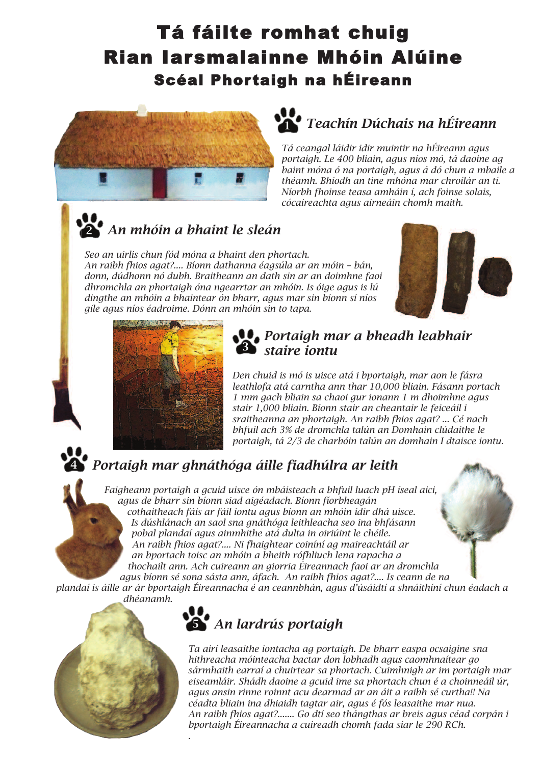# Tá fáilte romhat chuig Rian Iarsmalainne Mhóin Alúine

## Scéal Phortaigh na hÉireann

### 1 *Teachín Dúchais na hÉireann*

*Tá ceangal láidir idir muintir na hÉireann agus portaigh. Le 400 bliain, agus níos mó, tá daoine ag baint móna ó na portaigh, agus á dó chun a mbaile a théamh. Bhíodh an tine mhóna mar chroílár an tí. Níorbh fhoinse teasa amháin í, ach foinse solais, cócaireachta agus airneáin chomh maith.*

### 2 *An mhóin a bhaint le sleán*

*Seo an uirlis chun fód móna a bhaint den phortach. An raibh fhios agat?.... Bíonn dathanna éagsúla ar an móin – bán, donn, dúdhonn nó dubh. Braitheann an dath sin ar an doimhne faoi dhromchla an phortaigh óna ngearrtar an mhóin. Is óige agus is lú dingthe an mhóin a bhaintear ón bharr, agus mar sin bíonn sí níos gile agus níos éadroime. Dónn an mhóin sin to tapa.*

### 3 *Portaigh mar a bheadh leabhair staire iontu*

*Den chuid is mó is uisce atá i bportaigh, mar aon le fásra leathlofa atá carntha ann thar 10,000 bliain. Fásann portach 1 mm gach bliain sa chaoi gur ionann 1 m dhoimhne agus stair 1,000 bliain. Bíonn stair an cheantair le feiceáil i sraitheanna an phortaigh. An raibh fhios agat? ... Cé nach bhfuil ach 3% de dhromchla talún an Domhain clúdaithe le portaigh, tá 2/3 de charbóin talún an domhain I dtaisce iontu.*

### 4 *Portaigh mar ghnáthóga áille fiadhúlra ar leith*

*Faigheann portaigh a gcuid uisce ón mbáisteach a bhfuil luach pH íseal aici, agus de bharr sin bíonn siad aigéadach. Bíonn fíorbheagán cothaitheach fáis ar fáil iontu agus bíonn an mhóin idir dhá uisce. Is dúshlánach an saol sna gnáthóga leithleacha seo ina bhfásann pobal plandaí agus ainmhithe atá dulta in oiriúint le chéile. An raibh fhios agat?.... Ní fhaightear coiníní ag maireachtáil ar an bportach toisc an mhóin a bheith rófhliuch lena rapacha a thochailt ann. Ach cuireann an giorria Éireannach faoi ar an dromchla agus bíonn sé sona sásta ann, áfach. An raibh fhios agat?.... Is ceann de na plandaí is áille ar ár bportaigh Éireannacha é an ceannbhán, agus d'úsáidtí a shnáithíní chun éadach a dhéanamh.*

### 5 *An Iardrús portaigh*

*Ta airí leasaithe iontacha ag portaigh. De bharr easpa ocsaigine sna hithreacha móinteacha bactar don lobhadh agus caomhnaítear go sármhaith earraí a chuirtear sa phortach. Cuimhnigh ar im portaigh mar eiseamláir. Shádh daoine a gcuid ime sa phortach chun é a choinneáil úr, agus ansin rinne roinnt acu dearmad ar an áit a raibh sé curtha!! Na céadta bliain ina dhiaidh tagtar air, agus é fós leasaithe mar nua. An raibh fhios agat?....... Go dtí seo thángthas ar breis agus céad corpán i bportaigh Éireannacha a cuireadh chomh fada siar le 290 RCh.*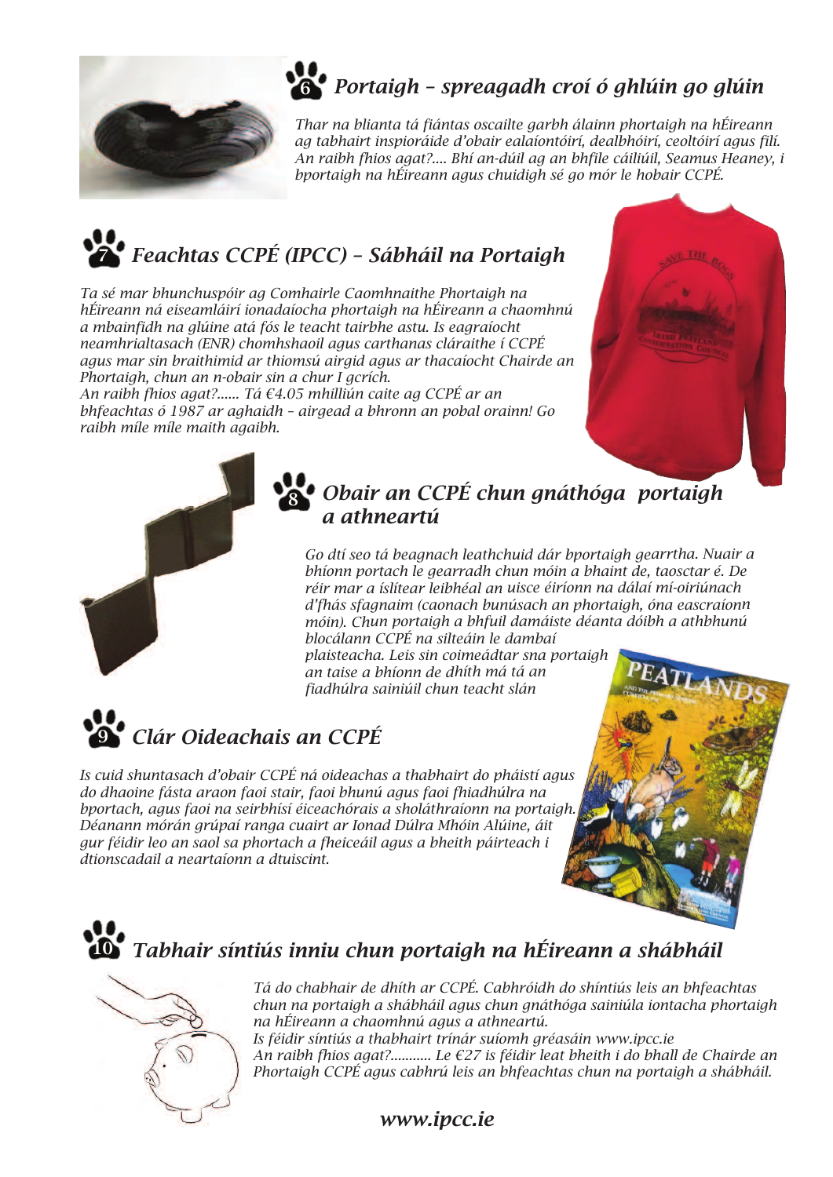## 6 Portaigh – spreagadh croí ó ghlúin go glúin

*Thar na blianta tá fiántas oscailte garbh álainn phortaigh na hÉireann ag tabhairt inspioráide d'obair ealaíontóirí, dealbhóirí, ceoltóirí agus filí. An raibh fhios agat?.... Bhí an-dúil ag an bhfile cáiliúil, Seamus Heaney, i bportaigh na hÉireann agus chuidigh sé go mór le hobair CCPÉ.*

## 7 Feachtas CCPÉ (IPCC) – Sábháil na Portaigh

*Ta sé mar bhunchuspóir ag Comhairle Caomhnaithe Phortaigh na hÉireann ná eiseamláirí ionadaíocha phortaigh na hÉireann a chaomhnú a mbainfidh na glúine atá fós le teacht tairbhe astu. Is eagraíocht neamhrialtasach (ENR) chomhshaoil agus carthanas cláraithe í CCPÉ agus mar sin braithimid ar thiomsú airgid agus ar thacaíocht Chairde an Phortaigh, chun an n-obair sin a chur I gcrích.*

*An raibh fhios agat?...... Tá €4.05 mhilliún caite ag CCPÉ ar an bhfeachtas ó 1987 ar aghaidh – airgead a bhronn an pobal orainn! Go raibh míle míle maith agaibh.*

## 8 Obair an CCPÉ chun gnáthóga portaigh a athneartú

*Go dtí seo tá beagnach leathchuid dár bportaigh gearrtha. Nuair a bhíonn portach le gearradh chun móin a bhaint de, taosctar é. De réir mar a íslítear leibhéal an uisce éiríonn na dálaí mí-oiriúnach d'fhás sfagnaim (caonach bunúsach an phortaigh, óna eascraíonn móin). Chun portaigh a bhfuil damáiste déanta dóibh a athbhunú blocálann CCPÉ na silteáin le dambaí plaisteacha. Leis sin coimeádtar sna portaigh an taise a bhíonn de dhíth má tá an fiadhúlra sainiúil chun teacht slán*

## 9 Clár Oideachais an CCPÉ

*Is cuid shuntasach d'obair CCPÉ ná oideachas a thabhairt do pháistí agus do dhaoine fásta araon faoi stair, faoi bhunú agus faoi fhiadhúlra na bportach, agus faoi na seirbhísí éiceachórais a sholáthraíonn na portaigh. Déanann mórán grúpaí ranga cuairt ar Ionad Dúlra Mhóin Alúine, áit gur féidir leo an saol sa phortach a fheiceáil agus a bheith páirteach i dtionscadail a neartaíonn a dtuiscint.*

## 10 Tabhair síntiús inniu chun portaigh na hÉireann a shábháil

*Tá do chabhair de dhíth ar CCPÉ. Cabhróidh do shíntiús leis an bhfeachtas chun na portaigh a shábháil agus chun gnáthóga sainiúla iontacha phortaigh na hÉireann a chaomhnú agus a athneartú.*

*Is féidir síntiús a thabhairt trínár suíomh gréasáin www.ipcc.ie*

*An raibh fhios agat?........... Le €27 is féidir leat bheith i do bhall de Chairde an Phortaigh CCPÉ agus cabhrú leis an bhfeachtas chun na portaigh a shábháil.*

***www.ipcc.ie***